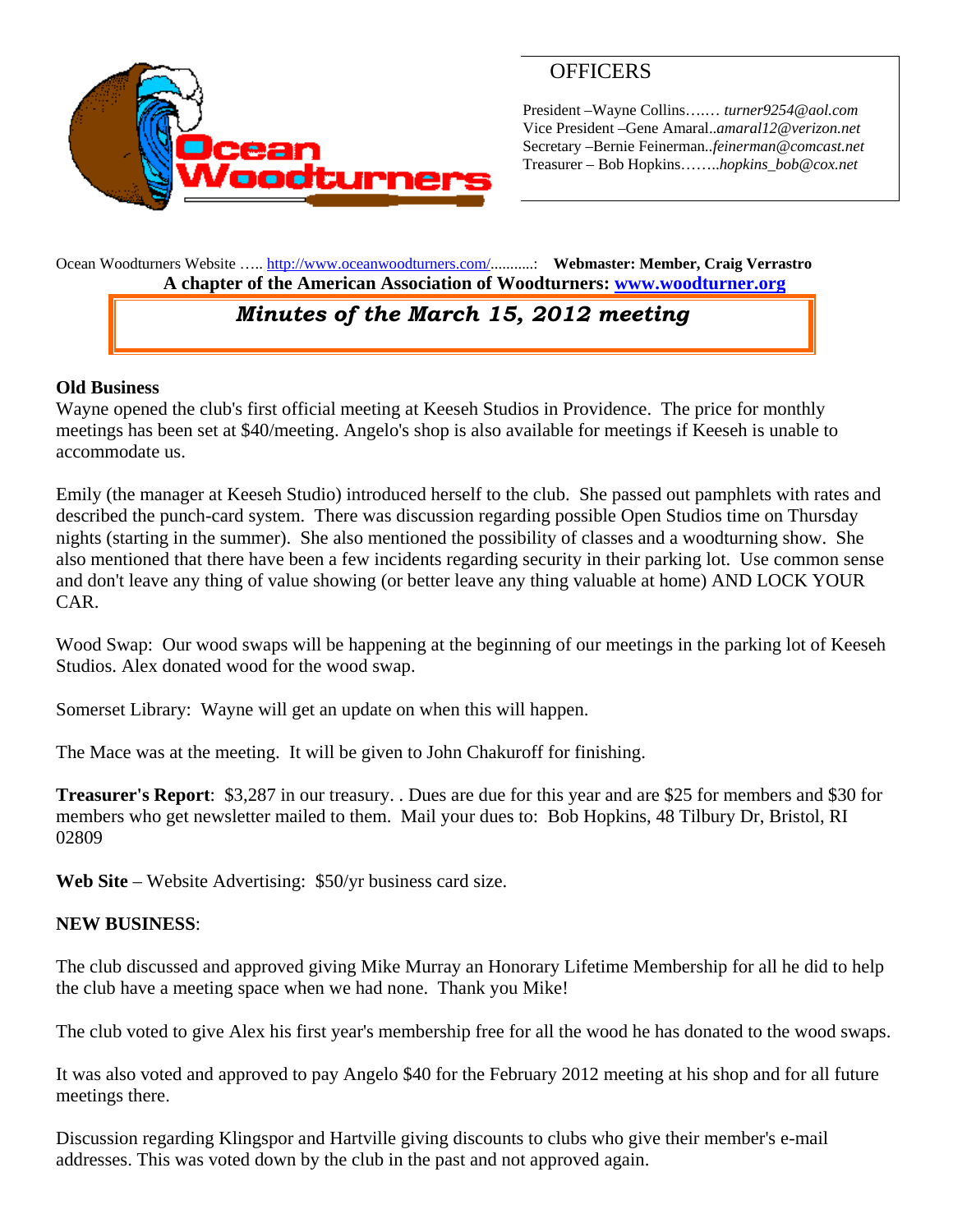Ocean Woodturners

## OFFICERS

President –Wayne Collins…… *turner9254@aol.com*
Vice President –Gene Amaral..*amaral12@verizon.net*
Secretary –Bernie Feinerman..*feinerman@comcast.net*
Treasurer – Bob Hopkins……..*hopkins_bob@cox.net*

Ocean Woodturners Website ….. http://www.oceanwoodturners.com/..........: **Webmaster: Member, Craig Verrastro**
**A chapter of the American Association of Woodturners: www.woodturner.org**

# *Minutes of the March 15, 2012 meeting*

**Old Business**
Wayne opened the club's first official meeting at Keeseh Studios in Providence. The price for monthly meetings has been set at $40/meeting. Angelo's shop is also available for meetings if Keeseh is unable to accommodate us.

Emily (the manager at Keeseh Studio) introduced herself to the club. She passed out pamphlets with rates and described the punch-card system. There was discussion regarding possible Open Studios time on Thursday nights (starting in the summer). She also mentioned the possibility of classes and a woodturning show. She also mentioned that there have been a few incidents regarding security in their parking lot. Use common sense and don't leave any thing of value showing (or better leave any thing valuable at home) AND LOCK YOUR CAR.

Wood Swap: Our wood swaps will be happening at the beginning of our meetings in the parking lot of Keeseh Studios. Alex donated wood for the wood swap.

Somerset Library: Wayne will get an update on when this will happen.

The Mace was at the meeting. It will be given to John Chakuroff for finishing.

**Treasurer's Report**: $3,287 in our treasury. . Dues are due for this year and are $25 for members and $30 for members who get newsletter mailed to them. Mail your dues to: Bob Hopkins, 48 Tilbury Dr, Bristol, RI 02809

**Web Site** – Website Advertising: $50/yr business card size.

**NEW BUSINESS**:

The club discussed and approved giving Mike Murray an Honorary Lifetime Membership for all he did to help the club have a meeting space when we had none. Thank you Mike!

The club voted to give Alex his first year's membership free for all the wood he has donated to the wood swaps.

It was also voted and approved to pay Angelo $40 for the February 2012 meeting at his shop and for all future meetings there.

Discussion regarding Klingspor and Hartville giving discounts to clubs who give their member's e-mail addresses. This was voted down by the club in the past and not approved again.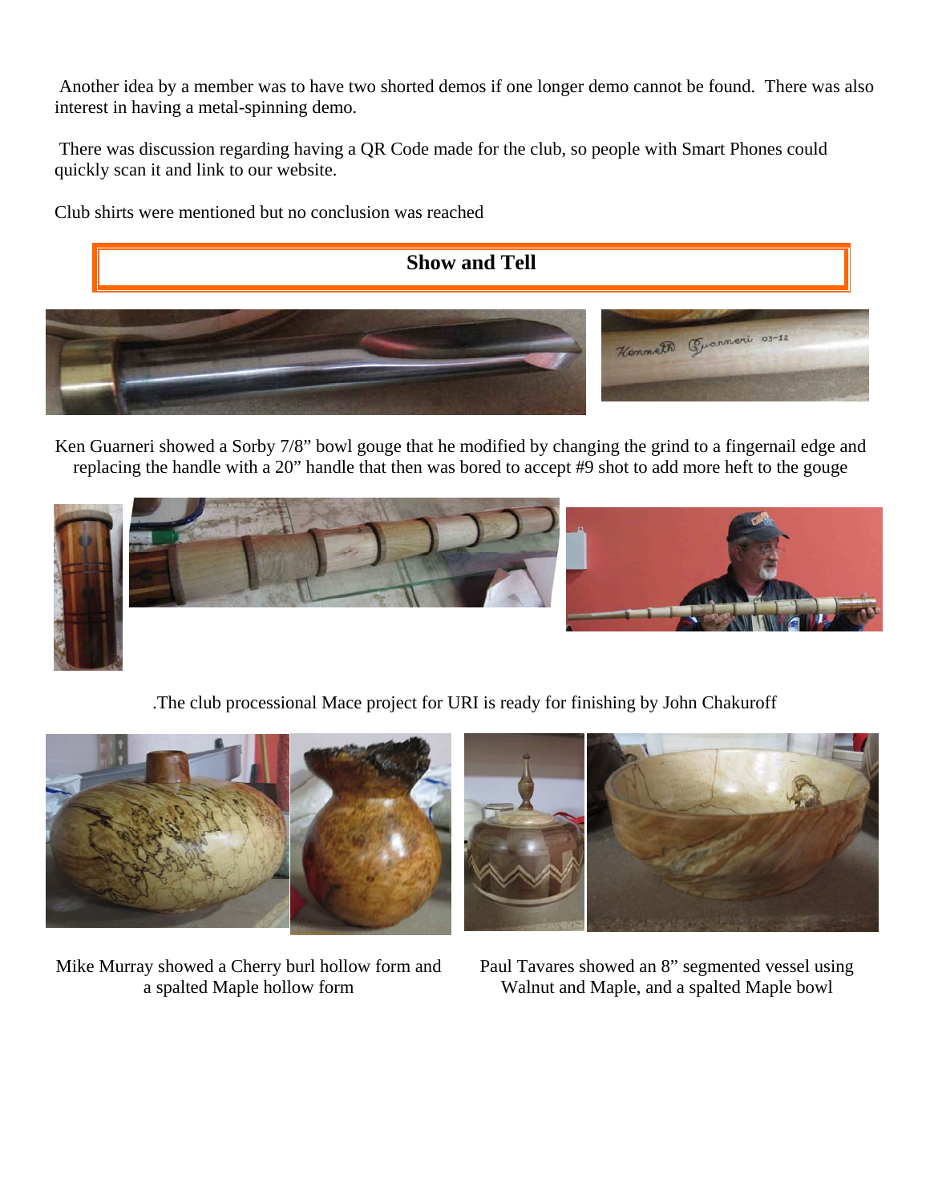Another idea by a member was to have two shorted demos if one longer demo cannot be found. There was also interest in having a metal-spinning demo.

There was discussion regarding having a QR Code made for the club, so people with Smart Phones could quickly scan it and link to our website.

Club shirts were mentioned but no conclusion was reached

## Show and Tell

Ken Guarneri showed a Sorby 7/8" bowl gouge that he modified by changing the grind to a fingernail edge and replacing the handle with a 20" handle that then was bored to accept #9 shot to add more heft to the gouge

.The club processional Mace project for URI is ready for finishing by John Chakuroff

Mike Murray showed a Cherry burl hollow form and a spalted Maple hollow form

Paul Tavares showed an 8" segmented vessel using Walnut and Maple, and a spalted Maple bowl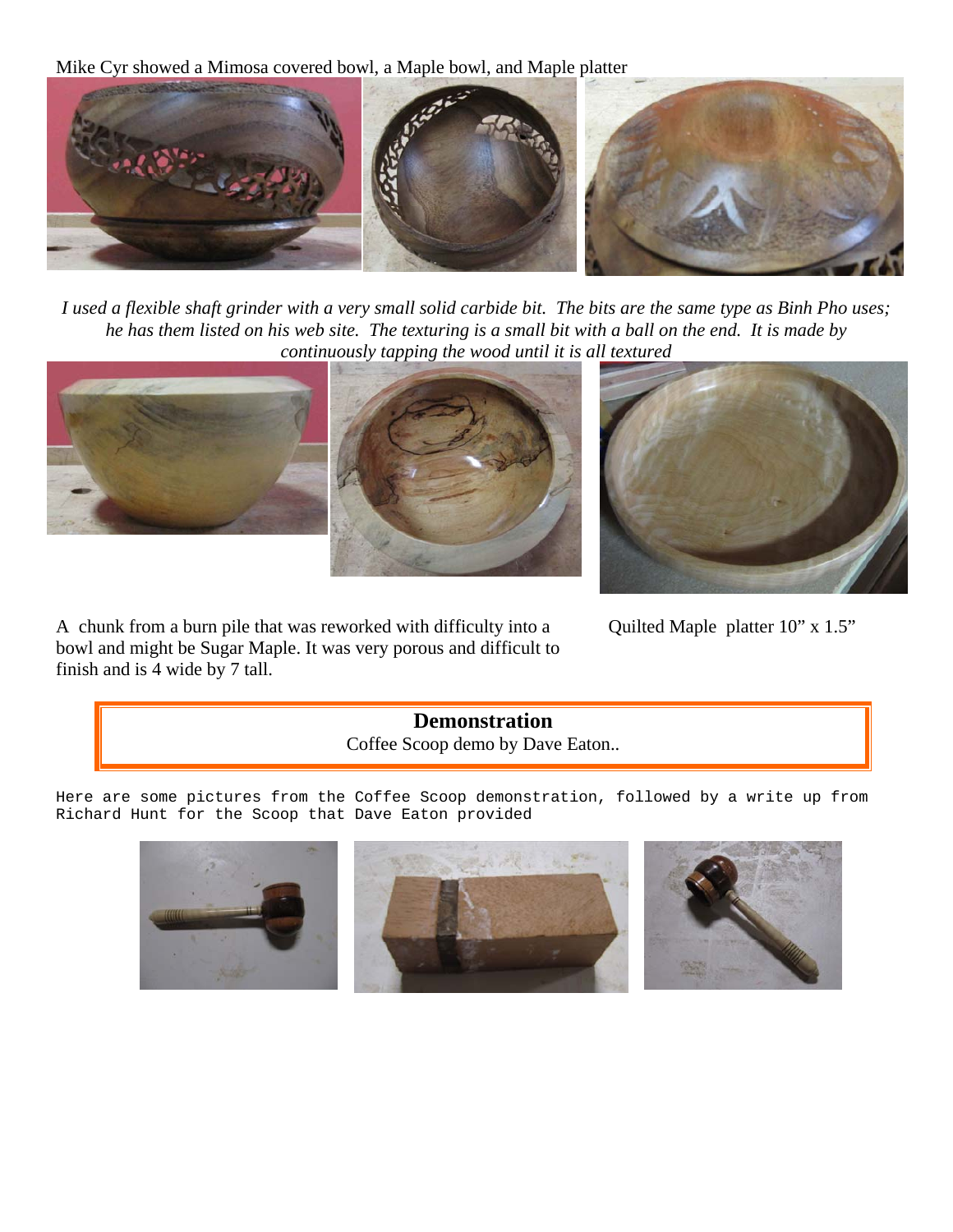Mike Cyr showed a Mimosa covered bowl, a Maple bowl, and Maple platter

*I used a flexible shaft grinder with a very small solid carbide bit. The bits are the same type as Binh Pho uses; he has them listed on his web site. The texturing is a small bit with a ball on the end. It is made by continuously tapping the wood until it is all textured*

A chunk from a burn pile that was reworked with difficulty into a bowl and might be Sugar Maple. It was very porous and difficult to finish and is 4 wide by 7 tall.

Quilted Maple platter 10" x 1.5"

**Demonstration**

Coffee Scoop demo by Dave Eaton..

Here are some pictures from the Coffee Scoop demonstration, followed by a write up from Richard Hunt for the Scoop that Dave Eaton provided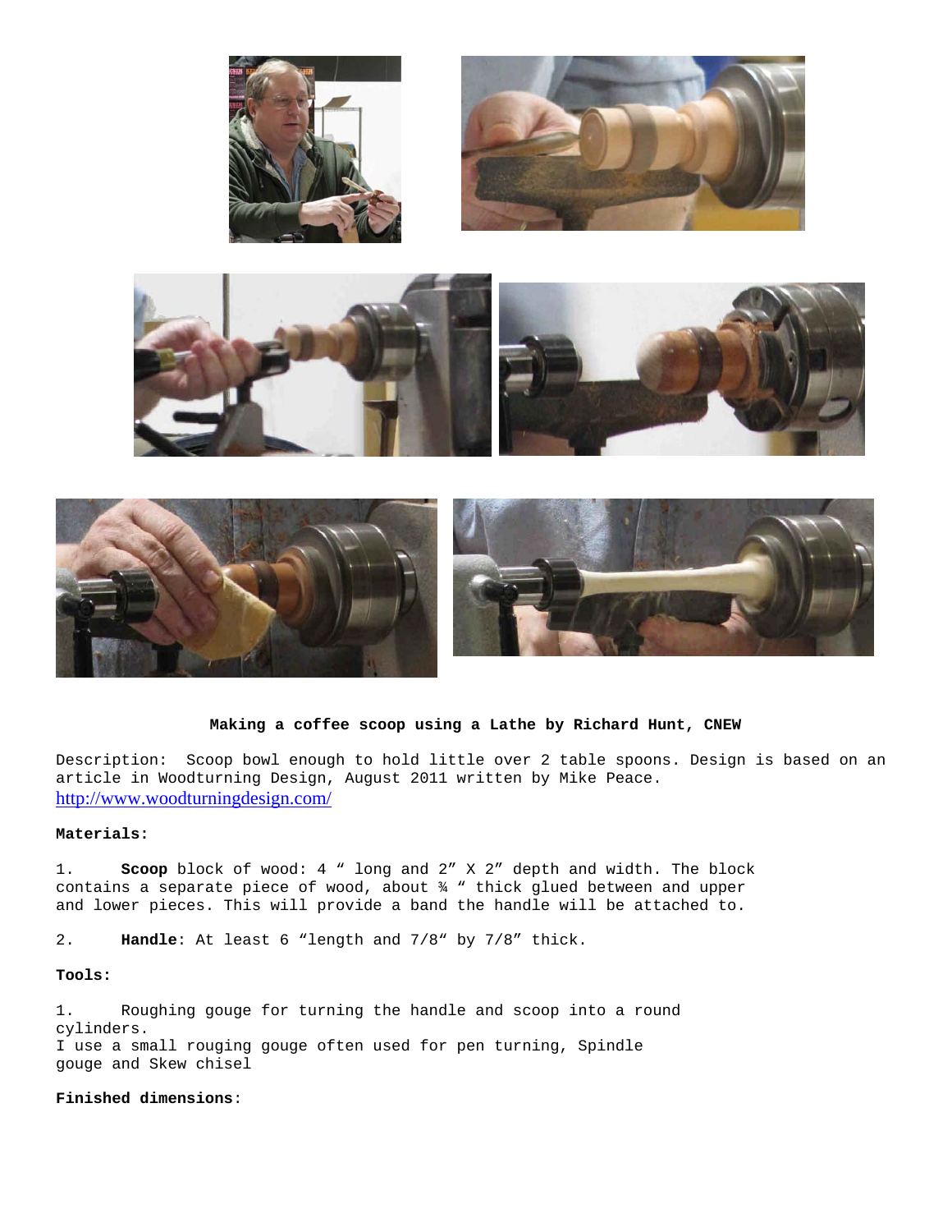**Making a coffee scoop using a Lathe by Richard Hunt, CNEW**

Description: Scoop bowl enough to hold little over 2 table spoons. Design is based on an article in Woodturning Design, August 2011 written by Mike Peace.
http://www.woodturningdesign.com/

**Materials:**

1. **Scoop** block of wood: 4 " long and 2" X 2" depth and width. The block contains a separate piece of wood, about ¾ " thick glued between and upper and lower pieces. This will provide a band the handle will be attached to.

2. **Handle**: At least 6 "length and 7/8" by 7/8" thick.

**Tools:**

1. Roughing gouge for turning the handle and scoop into a round cylinders.
I use a small rouging gouge often used for pen turning, Spindle gouge and Skew chisel

**Finished dimensions**: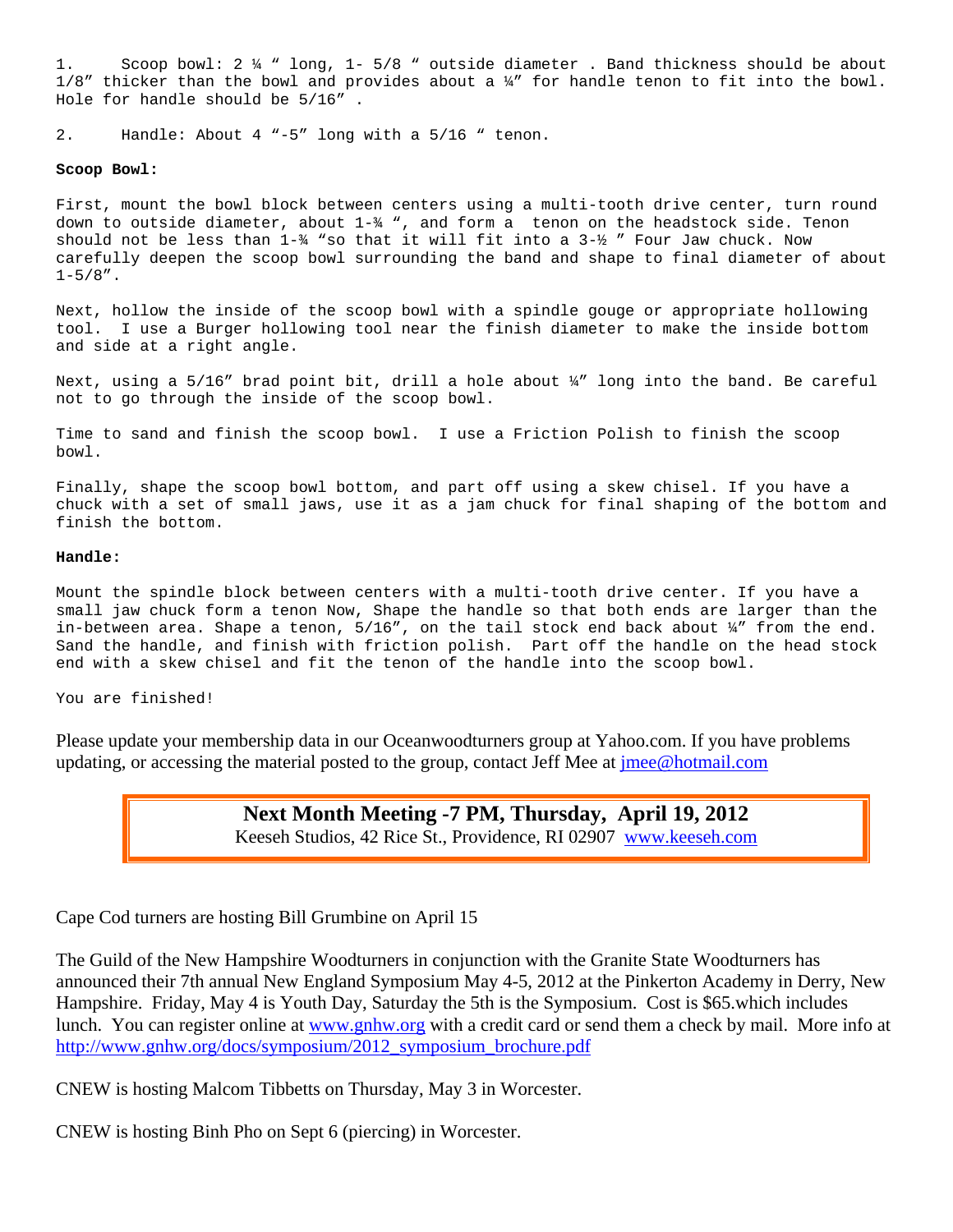1. Scoop bowl: 2 ¼ " long, 1- 5/8 " outside diameter . Band thickness should be about 1/8" thicker than the bowl and provides about a ¼" for handle tenon to fit into the bowl. Hole for handle should be 5/16" .

2. Handle: About 4 "-5" long with a 5/16 " tenon.

**Scoop Bowl:**

First, mount the bowl block between centers using a multi-tooth drive center, turn round down to outside diameter, about 1-¾ ", and form a tenon on the headstock side. Tenon should not be less than 1-¾ "so that it will fit into a 3-½ " Four Jaw chuck. Now carefully deepen the scoop bowl surrounding the band and shape to final diameter of about 1-5/8".

Next, hollow the inside of the scoop bowl with a spindle gouge or appropriate hollowing tool. I use a Burger hollowing tool near the finish diameter to make the inside bottom and side at a right angle.

Next, using a 5/16" brad point bit, drill a hole about ¼" long into the band. Be careful not to go through the inside of the scoop bowl.

Time to sand and finish the scoop bowl. I use a Friction Polish to finish the scoop bowl.

Finally, shape the scoop bowl bottom, and part off using a skew chisel. If you have a chuck with a set of small jaws, use it as a jam chuck for final shaping of the bottom and finish the bottom.

**Handle:**

Mount the spindle block between centers with a multi-tooth drive center. If you have a small jaw chuck form a tenon Now, Shape the handle so that both ends are larger than the in-between area. Shape a tenon, 5/16", on the tail stock end back about ¼" from the end. Sand the handle, and finish with friction polish. Part off the handle on the head stock end with a skew chisel and fit the tenon of the handle into the scoop bowl.

You are finished!

Please update your membership data in our Oceanwoodturners group at Yahoo.com. If you have problems updating, or accessing the material posted to the group, contact Jeff Mee at jmee@hotmail.com

**Next Month Meeting -7 PM, Thursday, April 19, 2012**
Keeseh Studios, 42 Rice St., Providence, RI 02907 www.keeseh.com

Cape Cod turners are hosting Bill Grumbine on April 15

The Guild of the New Hampshire Woodturners in conjunction with the Granite State Woodturners has announced their 7th annual New England Symposium May 4-5, 2012 at the Pinkerton Academy in Derry, New Hampshire. Friday, May 4 is Youth Day, Saturday the 5th is the Symposium. Cost is $65.which includes lunch. You can register online at www.gnhw.org with a credit card or send them a check by mail. More info at http://www.gnhw.org/docs/symposium/2012_symposium_brochure.pdf

CNEW is hosting Malcom Tibbetts on Thursday, May 3 in Worcester.

CNEW is hosting Binh Pho on Sept 6 (piercing) in Worcester.